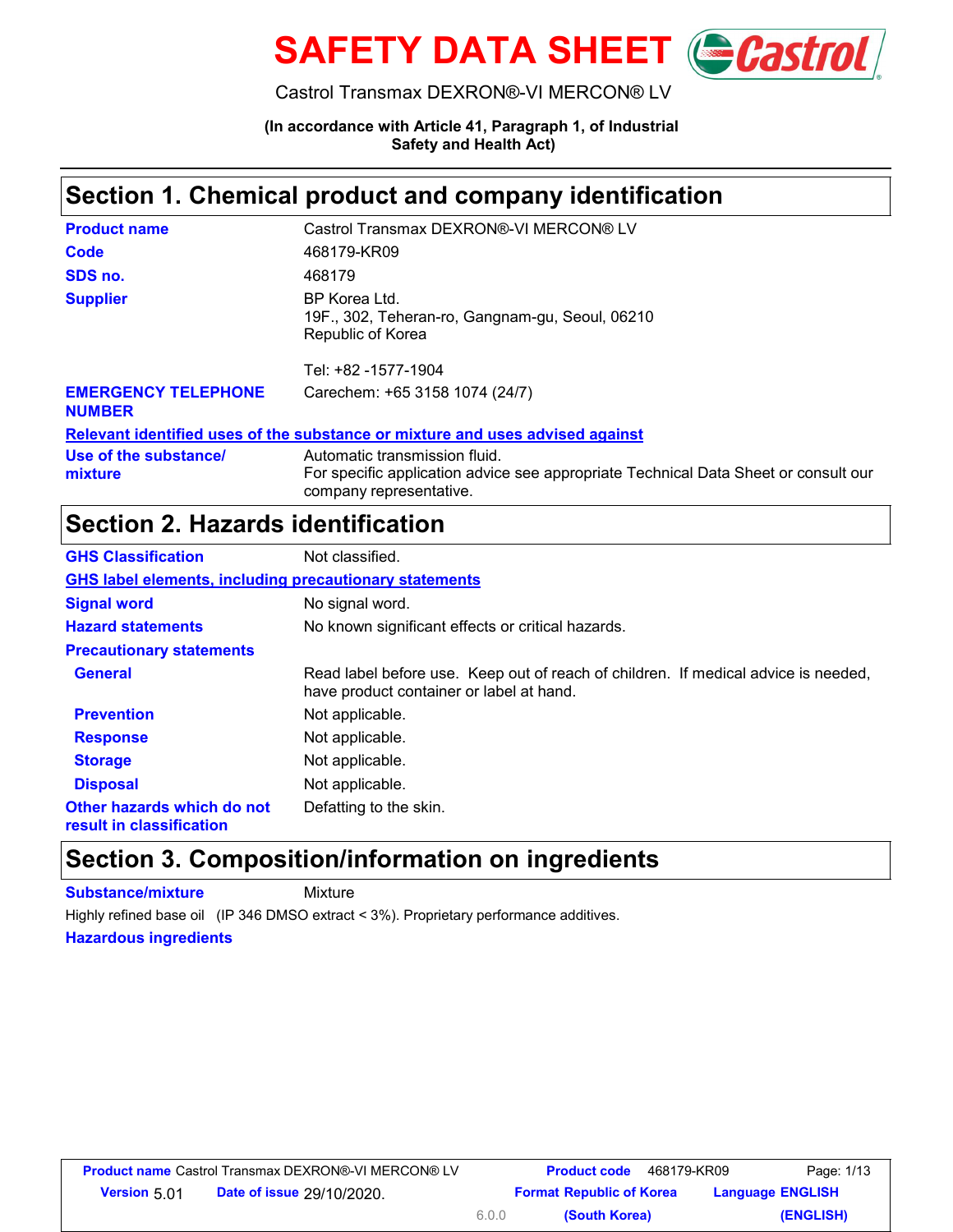# SAFETY DATA SHEET

Castrol Transmax DEXRON®-VI MERCON® LV

**(In accordance with Article 41, Paragraph 1, of Industrial Safety and Health Act)**

## Section 1. Chemical product and company identification

| | |
|---|---|
| **Product name** | Castrol Transmax DEXRON®-VI MERCON® LV |
| **Code** | 468179-KR09 |
| **SDS no.** | 468179 |
| **Supplier** | BP Korea Ltd.<br>19F., 302, Teheran-ro, Gangnam-gu, Seoul, 06210<br>Republic of Korea<br><br>Tel: +82 -1577-1904 |
| **EMERGENCY TELEPHONE NUMBER** | Carechem: +65 3158 1074 (24/7) |

**Relevant identified uses of the substance or mixture and uses advised against**

| | |
|---|---|
| **Use of the substance/ mixture** | Automatic transmission fluid.<br>For specific application advice see appropriate Technical Data Sheet or consult our company representative. |

## Section 2. Hazards identification

| | |
|---|---|
| **GHS Classification** | Not classified. |

**GHS label elements, including precautionary statements**

| | |
|---|---|
| **Signal word** | No signal word. |
| **Hazard statements** | No known significant effects or critical hazards. |
| **Precautionary statements** | |
| **General** | Read label before use. Keep out of reach of children. If medical advice is needed, have product container or label at hand. |
| **Prevention** | Not applicable. |
| **Response** | Not applicable. |
| **Storage** | Not applicable. |
| **Disposal** | Not applicable. |
| **Other hazards which do not result in classification** | Defatting to the skin. |

## Section 3. Composition/information on ingredients

| | |
|---|---|
| **Substance/mixture** | Mixture |

Highly refined base oil (IP 346 DMSO extract < 3%). Proprietary performance additives.

**Hazardous ingredients**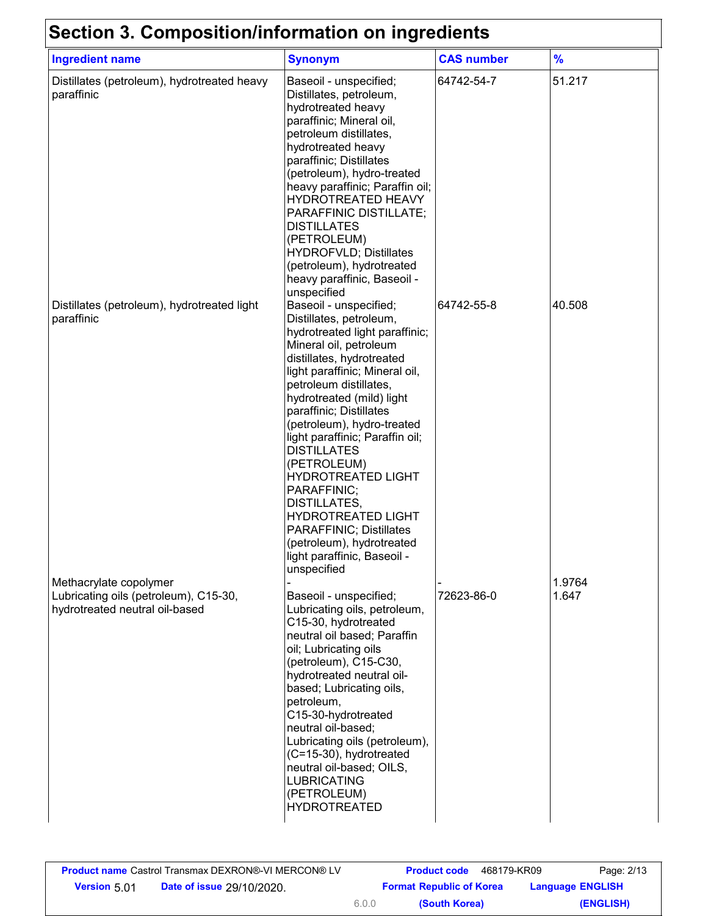## Section 3. Composition/information on ingredients

| Ingredient name | Synonym | CAS number | % |
|---|---|---|---|
| Distillates (petroleum), hydrotreated heavy paraffinic | Baseoil - unspecified; Distillates, petroleum, hydrotreated heavy paraffinic; Mineral oil, petroleum distillates, hydrotreated heavy paraffinic; Distillates (petroleum), hydro-treated heavy paraffinic; Paraffin oil; HYDROTREATED HEAVY PARAFFINIC DISTILLATE; DISTILLATES (PETROLEUM) HYDROFVLD; Distillates (petroleum), hydrotreated heavy paraffinic, Baseoil - unspecified | 64742-54-7 | 51.217 |
| Distillates (petroleum), hydrotreated light paraffinic | Baseoil - unspecified; Distillates, petroleum, hydrotreated light paraffinic; Mineral oil, petroleum distillates, hydrotreated light paraffinic; Mineral oil, petroleum distillates, hydrotreated (mild) light paraffinic; Distillates (petroleum), hydro-treated light paraffinic; Paraffin oil; DISTILLATES (PETROLEUM) HYDROTREATED LIGHT PARAFFINIC; DISTILLATES, HYDROTREATED LIGHT PARAFFINIC; Distillates (petroleum), hydrotreated light paraffinic, Baseoil - unspecified | 64742-55-8 | 40.508 |
| Methacrylate copolymer | - | - | 1.9764 |
| Lubricating oils (petroleum), C15-30, hydrotreated neutral oil-based | Baseoil - unspecified; Lubricating oils, petroleum, C15-30, hydrotreated neutral oil based; Paraffin oil; Lubricating oils (petroleum), C15-C30, hydrotreated neutral oil-based; Lubricating oils, petroleum, C15-30-hydrotreated neutral oil-based; Lubricating oils (petroleum), (C=15-30), hydrotreated neutral oil-based; OILS, LUBRICATING (PETROLEUM) HYDROTREATED | 72623-86-0 | 1.647 |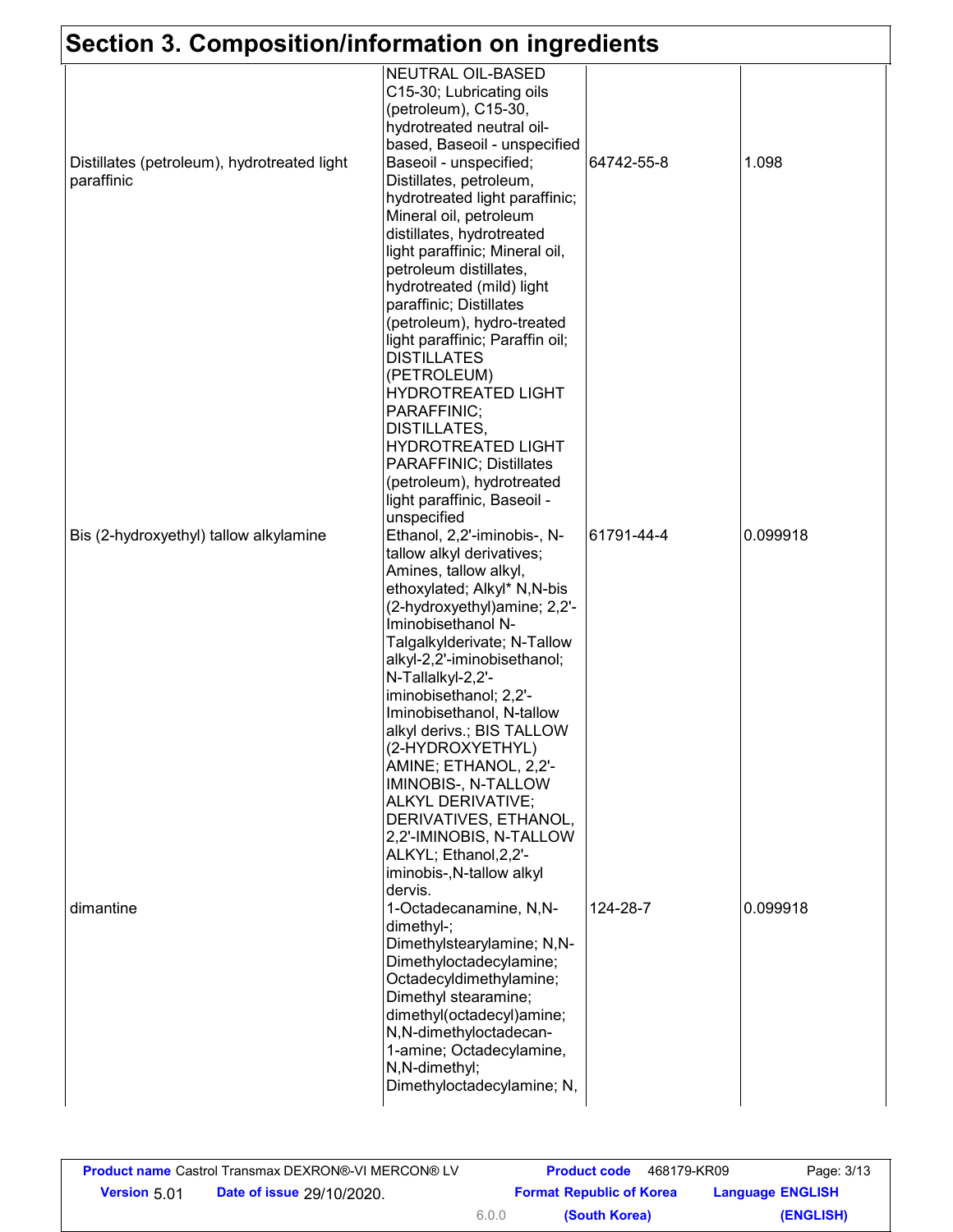## Section 3. Composition/information on ingredients

| | | | |
|---|---|---|---|
| | NEUTRAL OIL-BASED C15-30; Lubricating oils (petroleum), C15-30, hydrotreated neutral oil-based, Baseoil - unspecified | | |
| Distillates (petroleum), hydrotreated light paraffinic | Baseoil - unspecified; Distillates, petroleum, hydrotreated light paraffinic; Mineral oil, petroleum distillates, hydrotreated light paraffinic; Mineral oil, petroleum distillates, hydrotreated (mild) light paraffinic; Distillates (petroleum), hydro-treated light paraffinic; Paraffin oil; DISTILLATES (PETROLEUM) HYDROTREATED LIGHT PARAFFINIC; DISTILLATES, HYDROTREATED LIGHT PARAFFINIC; Distillates (petroleum), hydrotreated light paraffinic, Baseoil - unspecified | 64742-55-8 | 1.098 |
| Bis (2-hydroxyethyl) tallow alkylamine | Ethanol, 2,2'-iminobis-, N-tallow alkyl derivatives; Amines, tallow alkyl, ethoxylated; Alkyl* N,N-bis (2-hydroxyethyl)amine; 2,2'-Iminobisethanol N-Talgalkylderivate; N-Tallow alkyl-2,2'-iminobisethanol; N-Tallalkyl-2,2'-iminobisethanol; 2,2'-Iminobisethanol, N-tallow alkyl derivs.; BIS TALLOW (2-HYDROXYETHYL) AMINE; ETHANOL, 2,2'-IMINOBIS-, N-TALLOW ALKYL DERIVATIVE; DERIVATIVES, ETHANOL, 2,2'-IMINOBIS, N-TALLOW ALKYL; Ethanol,2,2'-iminobis-,N-tallow alkyl dervis. | 61791-44-4 | 0.099918 |
| dimantine | 1-Octadecanamine, N,N-dimethyl-; Dimethylstearylamine; N,N-Dimethyloctadecylamine; Octadecyldimethylamine; Dimethyl stearamine; dimethyl(octadecyl)amine; N,N-dimethyloctadecan-1-amine; Octadecylamine, N,N-dimethyl; Dimethyloctadecylamine; N, | 124-28-7 | 0.099918 |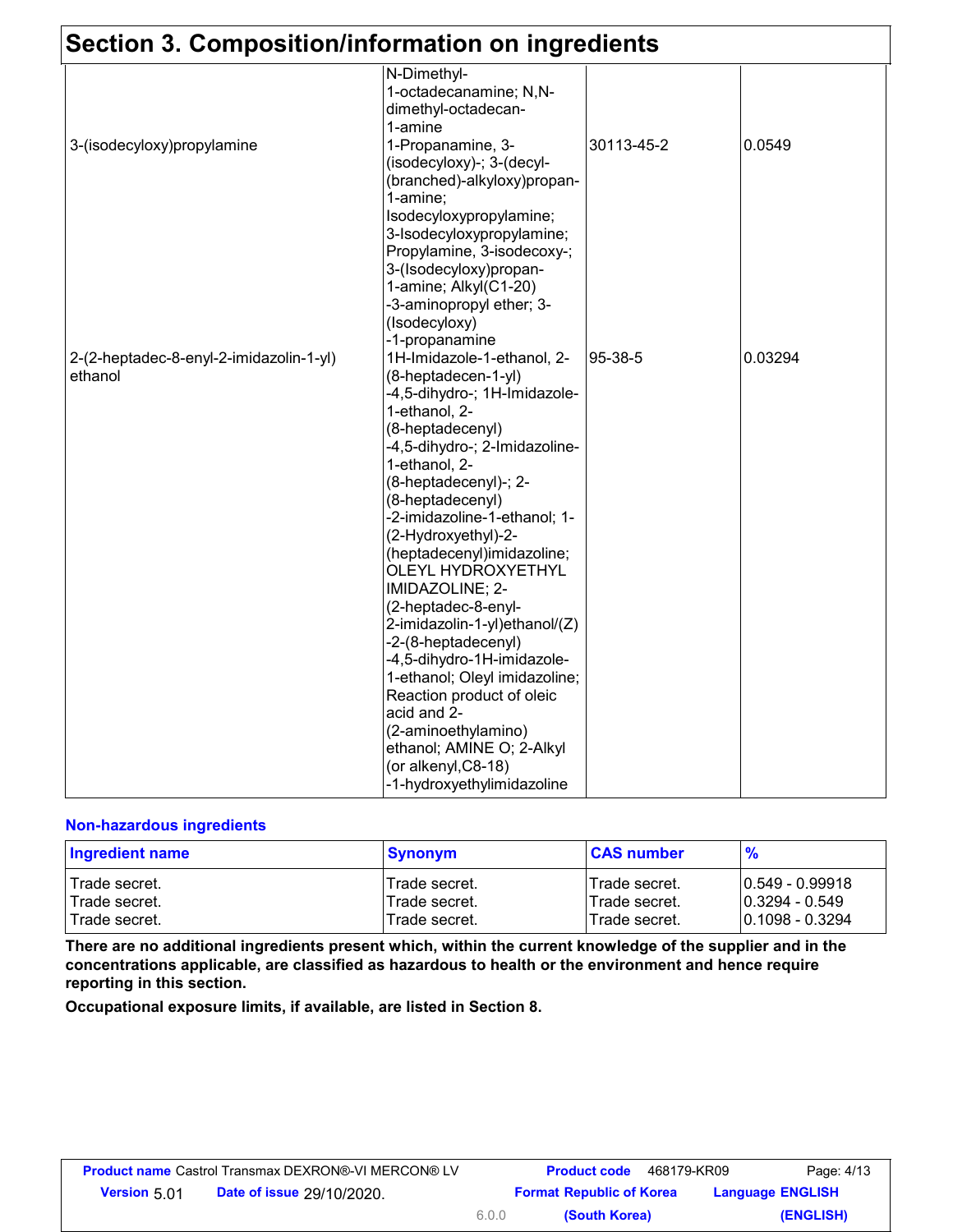## Section 3. Composition/information on ingredients

| | | | |
|---|---|---|---|
| | N-Dimethyl-1-octadecanamine; N,N-dimethyl-octadecan-1-amine | | |
| 3-(isodecyloxy)propylamine | 1-Propanamine, 3-(isodecyloxy)-; 3-(decyl-(branched)-alkyloxy)propan-1-amine; Isodecyloxypropylamine; 3-Isodecyloxypropylamine; Propylamine, 3-isodecoxy-; 3-(Isodecyloxy)propan-1-amine; Alkyl(C1-20)-3-aminopropyl ether; 3-(Isodecyloxy)-1-propanamine | 30113-45-2 | 0.0549 |
| 2-(2-heptadec-8-enyl-2-imidazolin-1-yl) ethanol | 1H-Imidazole-1-ethanol, 2-(8-heptadecen-1-yl)-4,5-dihydro-; 1H-Imidazole-1-ethanol, 2-(8-heptadecenyl)-4,5-dihydro-; 2-Imidazoline-1-ethanol, 2-(8-heptadecenyl)-; 2-(8-heptadecenyl)-2-imidazoline-1-ethanol; 1-(2-Hydroxyethyl)-2-(heptadecenyl)imidazoline; OLEYL HYDROXYETHYL IMIDAZOLINE; 2-(2-heptadec-8-enyl-2-imidazolin-1-yl)ethanol/(Z)-2-(8-heptadecenyl)-4,5-dihydro-1H-imidazole-1-ethanol; Oleyl imidazoline; Reaction product of oleic acid and 2-(2-aminoethylamino) ethanol; AMINE O; 2-Alkyl (or alkenyl,C8-18)-1-hydroxyethylimidazoline | 95-38-5 | 0.03294 |

### Non-hazardous ingredients

| Ingredient name | Synonym | CAS number | % |
|---|---|---|---|
| Trade secret. | Trade secret. | Trade secret. | 0.549 - 0.99918 |
| Trade secret. | Trade secret. | Trade secret. | 0.3294 - 0.549 |
| Trade secret. | Trade secret. | Trade secret. | 0.1098 - 0.3294 |

**There are no additional ingredients present which, within the current knowledge of the supplier and in the concentrations applicable, are classified as hazardous to health or the environment and hence require reporting in this section.**

**Occupational exposure limits, if available, are listed in Section 8.**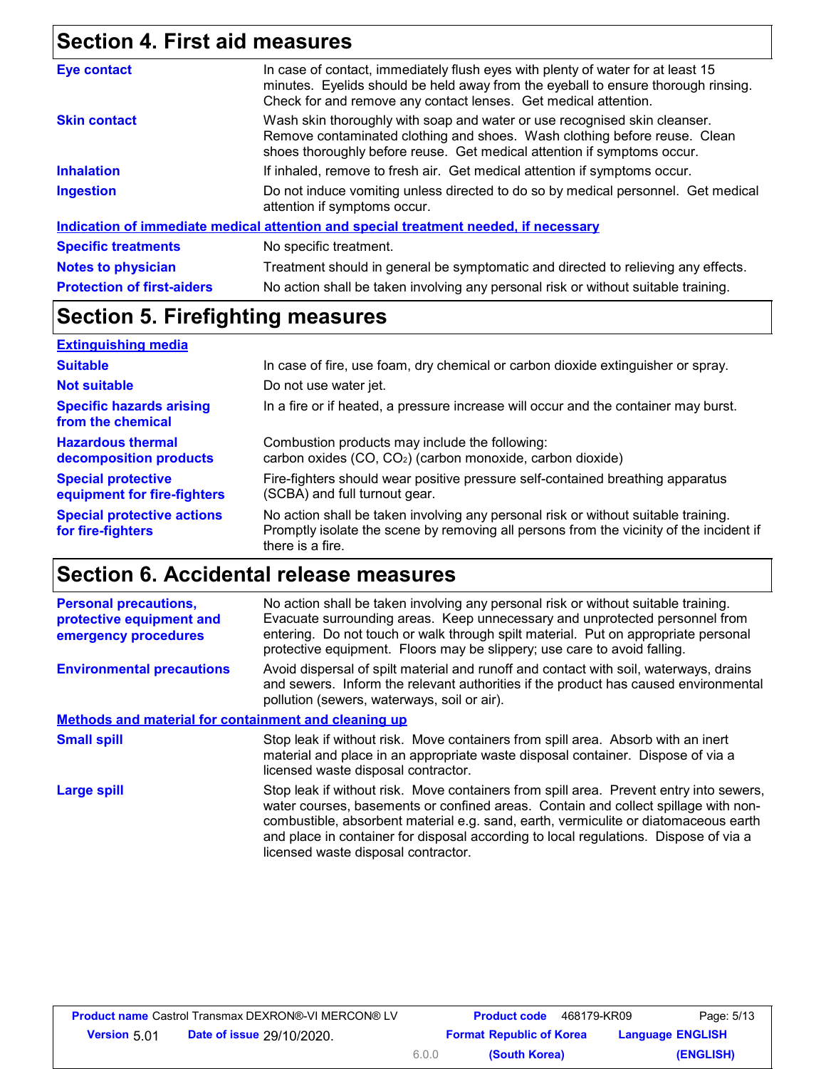## Section 4. First aid measures

| | |
|---|---|
| **Eye contact** | In case of contact, immediately flush eyes with plenty of water for at least 15 minutes. Eyelids should be held away from the eyeball to ensure thorough rinsing. Check for and remove any contact lenses. Get medical attention. |
| **Skin contact** | Wash skin thoroughly with soap and water or use recognised skin cleanser. Remove contaminated clothing and shoes. Wash clothing before reuse. Clean shoes thoroughly before reuse. Get medical attention if symptoms occur. |
| **Inhalation** | If inhaled, remove to fresh air. Get medical attention if symptoms occur. |
| **Ingestion** | Do not induce vomiting unless directed to do so by medical personnel. Get medical attention if symptoms occur. |

**Indication of immediate medical attention and special treatment needed, if necessary**

| | |
|---|---|
| **Specific treatments** | No specific treatment. |
| **Notes to physician** | Treatment should in general be symptomatic and directed to relieving any effects. |
| **Protection of first-aiders** | No action shall be taken involving any personal risk or without suitable training. |

## Section 5. Firefighting measures

**Extinguishing media**

| | |
|---|---|
| **Suitable** | In case of fire, use foam, dry chemical or carbon dioxide extinguisher or spray. |
| **Not suitable** | Do not use water jet. |
| **Specific hazards arising from the chemical** | In a fire or if heated, a pressure increase will occur and the container may burst. |
| **Hazardous thermal decomposition products** | Combustion products may include the following: carbon oxides (CO, $CO_2$) (carbon monoxide, carbon dioxide) |
| **Special protective equipment for fire-fighters** | Fire-fighters should wear positive pressure self-contained breathing apparatus (SCBA) and full turnout gear. |
| **Special protective actions for fire-fighters** | No action shall be taken involving any personal risk or without suitable training. Promptly isolate the scene by removing all persons from the vicinity of the incident if there is a fire. |

## Section 6. Accidental release measures

| | |
|---|---|
| **Personal precautions, protective equipment and emergency procedures** | No action shall be taken involving any personal risk or without suitable training. Evacuate surrounding areas. Keep unnecessary and unprotected personnel from entering. Do not touch or walk through spilt material. Put on appropriate personal protective equipment. Floors may be slippery; use care to avoid falling. |
| **Environmental precautions** | Avoid dispersal of spilt material and runoff and contact with soil, waterways, drains and sewers. Inform the relevant authorities if the product has caused environmental pollution (sewers, waterways, soil or air). |

**Methods and material for containment and cleaning up**

| | |
|---|---|
| **Small spill** | Stop leak if without risk. Move containers from spill area. Absorb with an inert material and place in an appropriate waste disposal container. Dispose of via a licensed waste disposal contractor. |
| **Large spill** | Stop leak if without risk. Move containers from spill area. Prevent entry into sewers, water courses, basements or confined areas. Contain and collect spillage with non-combustible, absorbent material e.g. sand, earth, vermiculite or diatomaceous earth and place in container for disposal according to local regulations. Dispose of via a licensed waste disposal contractor. |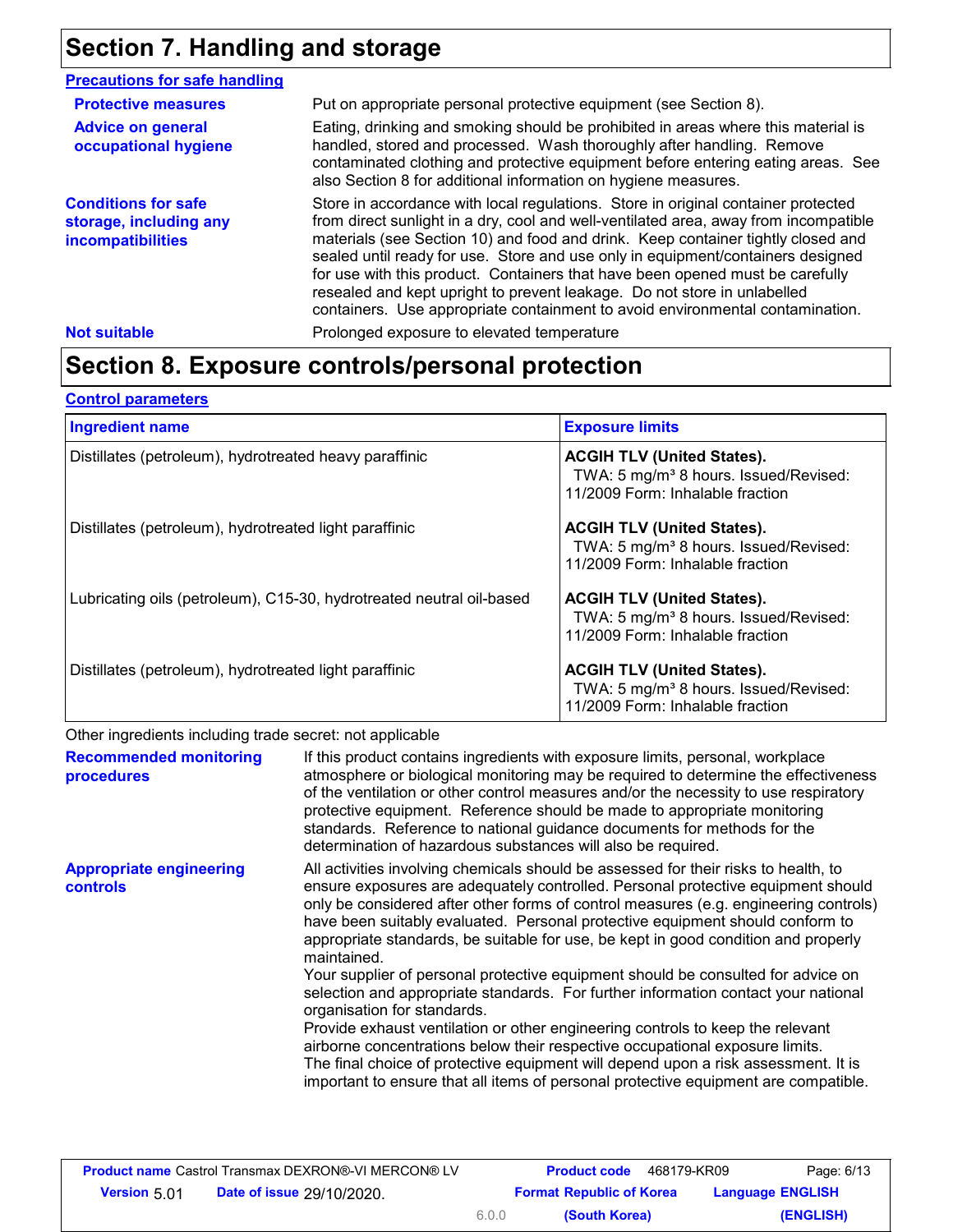## Section 7. Handling and storage

### Precautions for safe handling

**Protective measures**

Put on appropriate personal protective equipment (see Section 8).

**Advice on general occupational hygiene**

Eating, drinking and smoking should be prohibited in areas where this material is handled, stored and processed. Wash thoroughly after handling. Remove contaminated clothing and protective equipment before entering eating areas. See also Section 8 for additional information on hygiene measures.

**Conditions for safe storage, including any incompatibilities**

Store in accordance with local regulations. Store in original container protected from direct sunlight in a dry, cool and well-ventilated area, away from incompatible materials (see Section 10) and food and drink. Keep container tightly closed and sealed until ready for use. Store and use only in equipment/containers designed for use with this product. Containers that have been opened must be carefully resealed and kept upright to prevent leakage. Do not store in unlabelled containers. Use appropriate containment to avoid environmental contamination.

**Not suitable**

Prolonged exposure to elevated temperature

## Section 8. Exposure controls/personal protection

### Control parameters

| Ingredient name | Exposure limits |
|---|---|
| Distillates (petroleum), hydrotreated heavy paraffinic | **ACGIH TLV (United States).** TWA: 5 mg/m³ 8 hours. Issued/Revised: 11/2009 Form: Inhalable fraction |
| Distillates (petroleum), hydrotreated light paraffinic | **ACGIH TLV (United States).** TWA: 5 mg/m³ 8 hours. Issued/Revised: 11/2009 Form: Inhalable fraction |
| Lubricating oils (petroleum), C15-30, hydrotreated neutral oil-based | **ACGIH TLV (United States).** TWA: 5 mg/m³ 8 hours. Issued/Revised: 11/2009 Form: Inhalable fraction |
| Distillates (petroleum), hydrotreated light paraffinic | **ACGIH TLV (United States).** TWA: 5 mg/m³ 8 hours. Issued/Revised: 11/2009 Form: Inhalable fraction |

Other ingredients including trade secret: not applicable

**Recommended monitoring procedures**

If this product contains ingredients with exposure limits, personal, workplace atmosphere or biological monitoring may be required to determine the effectiveness of the ventilation or other control measures and/or the necessity to use respiratory protective equipment. Reference should be made to appropriate monitoring standards. Reference to national guidance documents for methods for the determination of hazardous substances will also be required.

**Appropriate engineering controls**

All activities involving chemicals should be assessed for their risks to health, to ensure exposures are adequately controlled. Personal protective equipment should only be considered after other forms of control measures (e.g. engineering controls) have been suitably evaluated. Personal protective equipment should conform to appropriate standards, be suitable for use, be kept in good condition and properly maintained.

Your supplier of personal protective equipment should be consulted for advice on selection and appropriate standards. For further information contact your national organisation for standards.

Provide exhaust ventilation or other engineering controls to keep the relevant airborne concentrations below their respective occupational exposure limits.

The final choice of protective equipment will depend upon a risk assessment. It is important to ensure that all items of personal protective equipment are compatible.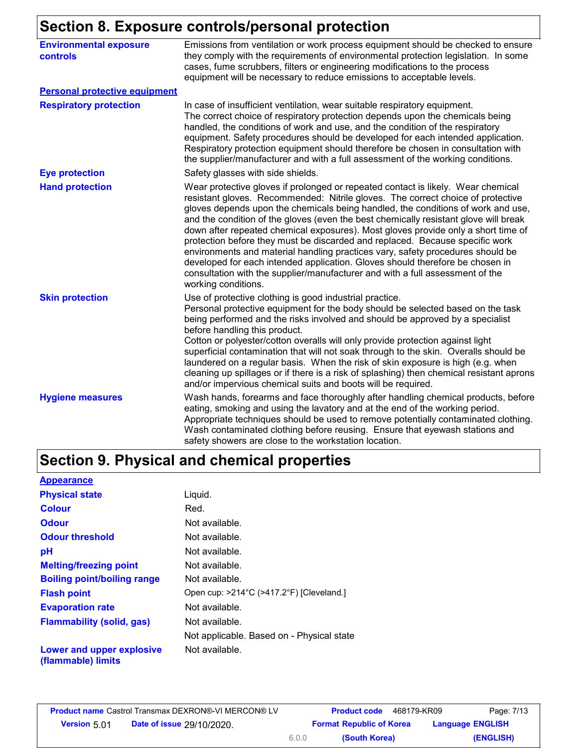## Section 8. Exposure controls/personal protection

| | |
|---|---|
| **Environmental exposure controls** | Emissions from ventilation or work process equipment should be checked to ensure they comply with the requirements of environmental protection legislation. In some cases, fume scrubbers, filters or engineering modifications to the process equipment will be necessary to reduce emissions to acceptable levels. |

### Personal protective equipment

| | |
|---|---|
| **Respiratory protection** | In case of insufficient ventilation, wear suitable respiratory equipment. The correct choice of respiratory protection depends upon the chemicals being handled, the conditions of work and use, and the condition of the respiratory equipment. Safety procedures should be developed for each intended application. Respiratory protection equipment should therefore be chosen in consultation with the supplier/manufacturer and with a full assessment of the working conditions. |
| **Eye protection** | Safety glasses with side shields. |
| **Hand protection** | Wear protective gloves if prolonged or repeated contact is likely. Wear chemical resistant gloves. Recommended: Nitrile gloves. The correct choice of protective gloves depends upon the chemicals being handled, the conditions of work and use, and the condition of the gloves (even the best chemically resistant glove will break down after repeated chemical exposures). Most gloves provide only a short time of protection before they must be discarded and replaced. Because specific work environments and material handling practices vary, safety procedures should be developed for each intended application. Gloves should therefore be chosen in consultation with the supplier/manufacturer and with a full assessment of the working conditions. |
| **Skin protection** | Use of protective clothing is good industrial practice. Personal protective equipment for the body should be selected based on the task being performed and the risks involved and should be approved by a specialist before handling this product. Cotton or polyester/cotton overalls will only provide protection against light superficial contamination that will not soak through to the skin. Overalls should be laundered on a regular basis. When the risk of skin exposure is high (e.g. when cleaning up spillages or if there is a risk of splashing) then chemical resistant aprons and/or impervious chemical suits and boots will be required. |
| **Hygiene measures** | Wash hands, forearms and face thoroughly after handling chemical products, before eating, smoking and using the lavatory and at the end of the working period. Appropriate techniques should be used to remove potentially contaminated clothing. Wash contaminated clothing before reusing. Ensure that eyewash stations and safety showers are close to the workstation location. |

## Section 9. Physical and chemical properties

### Appearance

| | |
|---|---|
| **Physical state** | Liquid. |
| **Colour** | Red. |
| **Odour** | Not available. |
| **Odour threshold** | Not available. |
| **pH** | Not available. |
| **Melting/freezing point** | Not available. |
| **Boiling point/boiling range** | Not available. |
| **Flash point** | Open cup: >214°C (>417.2°F) [Cleveland.] |
| **Evaporation rate** | Not available. |
| **Flammability (solid, gas)** | Not available.<br>Not applicable. Based on - Physical state |
| **Lower and upper explosive (flammable) limits** | Not available. |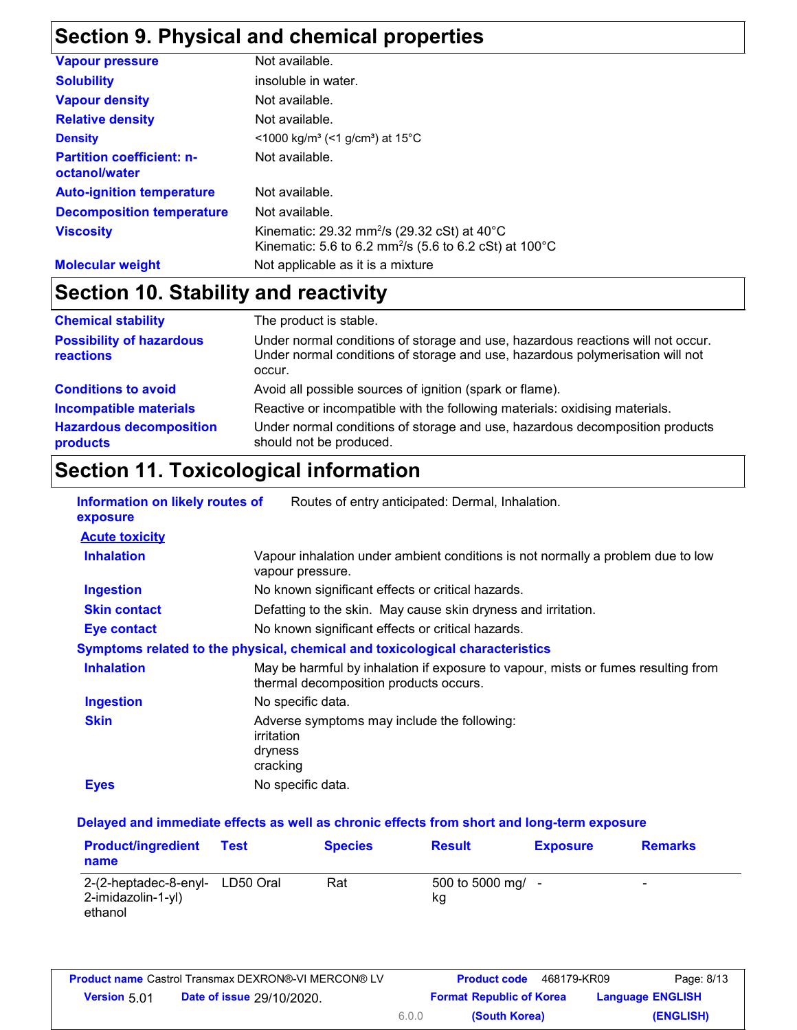## Section 9. Physical and chemical properties

| | |
|---|---|
| **Vapour pressure** | Not available. |
| **Solubility** | insoluble in water. |
| **Vapour density** | Not available. |
| **Relative density** | Not available. |
| **Density** | <1000 kg/m³ (<1 g/cm³) at 15°C |
| **Partition coefficient: n-octanol/water** | Not available. |
| **Auto-ignition temperature** | Not available. |
| **Decomposition temperature** | Not available. |
| **Viscosity** | Kinematic: 29.32 mm²/s (29.32 cSt) at 40°C<br>Kinematic: 5.6 to 6.2 mm²/s (5.6 to 6.2 cSt) at 100°C |
| **Molecular weight** | Not applicable as it is a mixture |

## Section 10. Stability and reactivity

| | |
|---|---|
| **Chemical stability** | The product is stable. |
| **Possibility of hazardous reactions** | Under normal conditions of storage and use, hazardous reactions will not occur.<br>Under normal conditions of storage and use, hazardous polymerisation will not occur. |
| **Conditions to avoid** | Avoid all possible sources of ignition (spark or flame). |
| **Incompatible materials** | Reactive or incompatible with the following materials: oxidising materials. |
| **Hazardous decomposition products** | Under normal conditions of storage and use, hazardous decomposition products should not be produced. |

## Section 11. Toxicological information

**Information on likely routes of exposure**: Routes of entry anticipated: Dermal, Inhalation.

**Acute toxicity**

| | |
|---|---|
| **Inhalation** | Vapour inhalation under ambient conditions is not normally a problem due to low vapour pressure. |
| **Ingestion** | No known significant effects or critical hazards. |
| **Skin contact** | Defatting to the skin. May cause skin dryness and irritation. |
| **Eye contact** | No known significant effects or critical hazards. |

**Symptoms related to the physical, chemical and toxicological characteristics**

| | |
|---|---|
| **Inhalation** | May be harmful by inhalation if exposure to vapour, mists or fumes resulting from thermal decomposition products occurs. |
| **Ingestion** | No specific data. |
| **Skin** | Adverse symptoms may include the following:<br>irritation<br>dryness<br>cracking |
| **Eyes** | No specific data. |

**Delayed and immediate effects as well as chronic effects from short and long-term exposure**

| Product/ingredient name | Test | Species | Result | Exposure | Remarks |
|---|---|---|---|---|---|
| 2-(2-heptadec-8-enyl-2-imidazolin-1-yl) ethanol | LD50 Oral | Rat | 500 to 5000 mg/kg | - | - |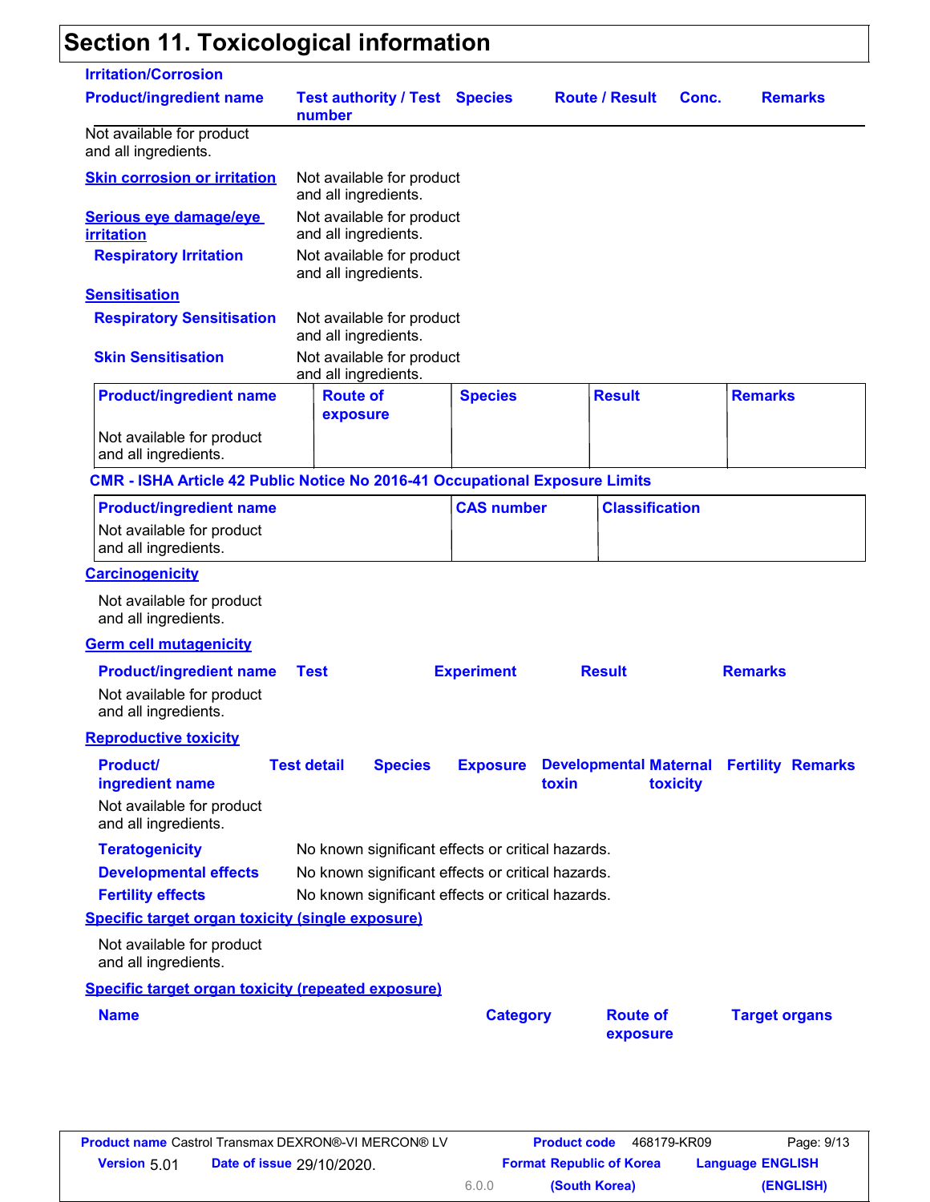## Section 11. Toxicological information

### Irritation/Corrosion

| Product/ingredient name | Test authority / Test number | Species | Route / Result | Conc. | Remarks |
|---|---|---|---|---|---|
| Not available for product and all ingredients. | | | | | |

**Skin corrosion or irritation** Not available for product and all ingredients.

**Serious eye damage/eye irritation** Not available for product and all ingredients.

**Respiratory Irritation** Not available for product and all ingredients.

### Sensitisation

**Respiratory Sensitisation** Not available for product and all ingredients.

**Skin Sensitisation** Not available for product and all ingredients.

| Product/ingredient name | Route of exposure | Species | Result | Remarks |
|---|---|---|---|---|
| Not available for product and all ingredients. | | | | |

### CMR - ISHA Article 42 Public Notice No 2016-41 Occupational Exposure Limits

| Product/ingredient name | CAS number | Classification |
|---|---|---|
| Not available for product and all ingredients. | | |

### Carcinogenicity

Not available for product and all ingredients.

### Germ cell mutagenicity

| Product/ingredient name | Test | Experiment | Result | Remarks |
|---|---|---|---|---|
| Not available for product and all ingredients. | | | | |

### Reproductive toxicity

| Product/ ingredient name | Test detail | Species | Exposure | Developmental toxin | Maternal toxicity | Fertility | Remarks |
|---|---|---|---|---|---|---|---|
| Not available for product and all ingredients. | | | | | | | |

**Teratogenicity** No known significant effects or critical hazards.

**Developmental effects** No known significant effects or critical hazards.

**Fertility effects** No known significant effects or critical hazards.

### Specific target organ toxicity (single exposure)

Not available for product and all ingredients.

### Specific target organ toxicity (repeated exposure)

| Name | Category | Route of exposure | Target organs |
|---|---|---|---|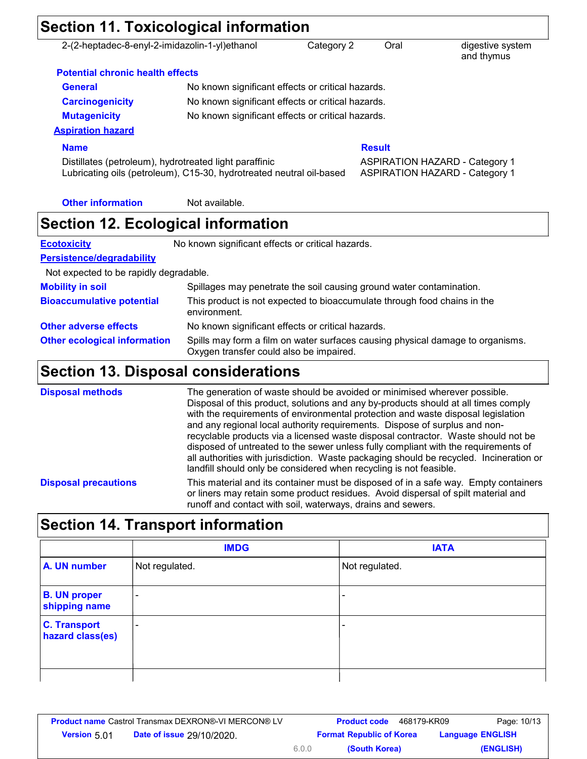## Section 11. Toxicological information

| | | | |
|---|---|---|---|
| 2-(2-heptadec-8-enyl-2-imidazolin-1-yl)ethanol | Category 2 | Oral | digestive system and thymus |

**Potential chronic health effects**

**General** No known significant effects or critical hazards.

**Carcinogenicity** No known significant effects or critical hazards.

**Mutagenicity** No known significant effects or critical hazards.

**Aspiration hazard**

| Name | Result |
|---|---|
| Distillates (petroleum), hydrotreated light paraffinic | ASPIRATION HAZARD - Category 1 |
| Lubricating oils (petroleum), C15-30, hydrotreated neutral oil-based | ASPIRATION HAZARD - Category 1 |

**Other information** Not available.

## Section 12. Ecological information

**Ecotoxicity** No known significant effects or critical hazards.

**Persistence/degradability**

Not expected to be rapidly degradable.

**Mobility in soil** Spillages may penetrate the soil causing ground water contamination.

**Bioaccumulative potential** This product is not expected to bioaccumulate through food chains in the environment.

**Other adverse effects** No known significant effects or critical hazards.

**Other ecological information** Spills may form a film on water surfaces causing physical damage to organisms. Oxygen transfer could also be impaired.

## Section 13. Disposal considerations

**Disposal methods** The generation of waste should be avoided or minimised wherever possible. Disposal of this product, solutions and any by-products should at all times comply with the requirements of environmental protection and waste disposal legislation and any regional local authority requirements. Dispose of surplus and non-recyclable products via a licensed waste disposal contractor. Waste should not be disposed of untreated to the sewer unless fully compliant with the requirements of all authorities with jurisdiction. Waste packaging should be recycled. Incineration or landfill should only be considered when recycling is not feasible.

**Disposal precautions** This material and its container must be disposed of in a safe way. Empty containers or liners may retain some product residues. Avoid dispersal of spilt material and runoff and contact with soil, waterways, drains and sewers.

## Section 14. Transport information

| | IMDG | IATA |
|---|---|---|
| A. UN number | Not regulated. | Not regulated. |
| B. UN proper shipping name | - | - |
| C. Transport hazard class(es) | - | - |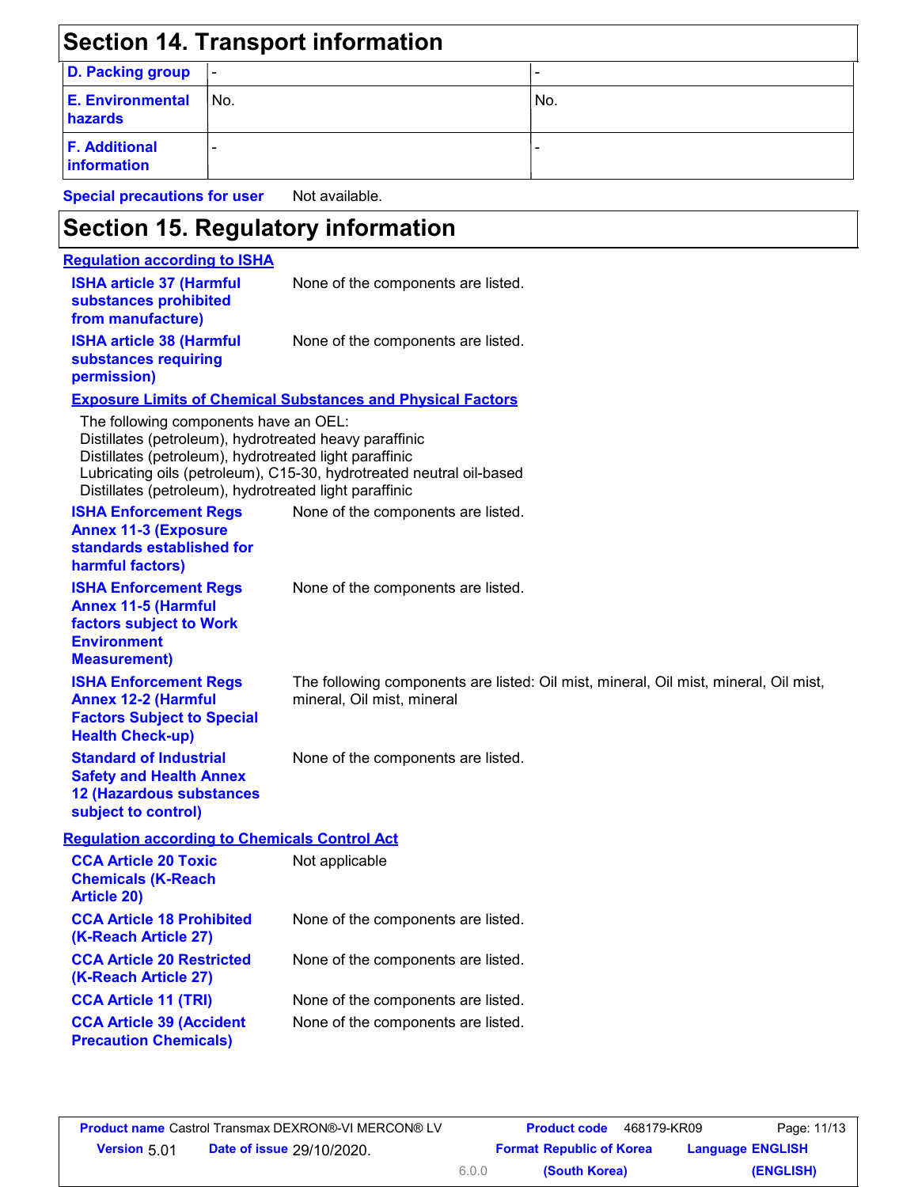## Section 14. Transport information

| | | |
|---|---|---|
| **D. Packing group** | - | - |
| **E. Environmental hazards** | No. | No. |
| **F. Additional information** | - | - |

**Special precautions for user** Not available.

## Section 15. Regulatory information

**Regulation according to ISHA**

**ISHA article 37 (Harmful substances prohibited from manufacture)** None of the components are listed.

**ISHA article 38 (Harmful substances requiring permission)** None of the components are listed.

**Exposure Limits of Chemical Substances and Physical Factors**

The following components have an OEL:
Distillates (petroleum), hydrotreated heavy paraffinic
Distillates (petroleum), hydrotreated light paraffinic
Lubricating oils (petroleum), C15-30, hydrotreated neutral oil-based
Distillates (petroleum), hydrotreated light paraffinic

**ISHA Enforcement Regs Annex 11-3 (Exposure standards established for harmful factors)** None of the components are listed.

**ISHA Enforcement Regs Annex 11-5 (Harmful factors subject to Work Environment Measurement)** None of the components are listed.

**ISHA Enforcement Regs Annex 12-2 (Harmful Factors Subject to Special Health Check-up)** The following components are listed: Oil mist, mineral, Oil mist, mineral, Oil mist, mineral, Oil mist, mineral

**Standard of Industrial Safety and Health Annex 12 (Hazardous substances subject to control)** None of the components are listed.

**Regulation according to Chemicals Control Act**

**CCA Article 20 Toxic Chemicals (K-Reach Article 20)** Not applicable

**CCA Article 18 Prohibited (K-Reach Article 27)** None of the components are listed.

**CCA Article 20 Restricted (K-Reach Article 27)** None of the components are listed.

**CCA Article 11 (TRI)** None of the components are listed.

**CCA Article 39 (Accident Precaution Chemicals)** None of the components are listed.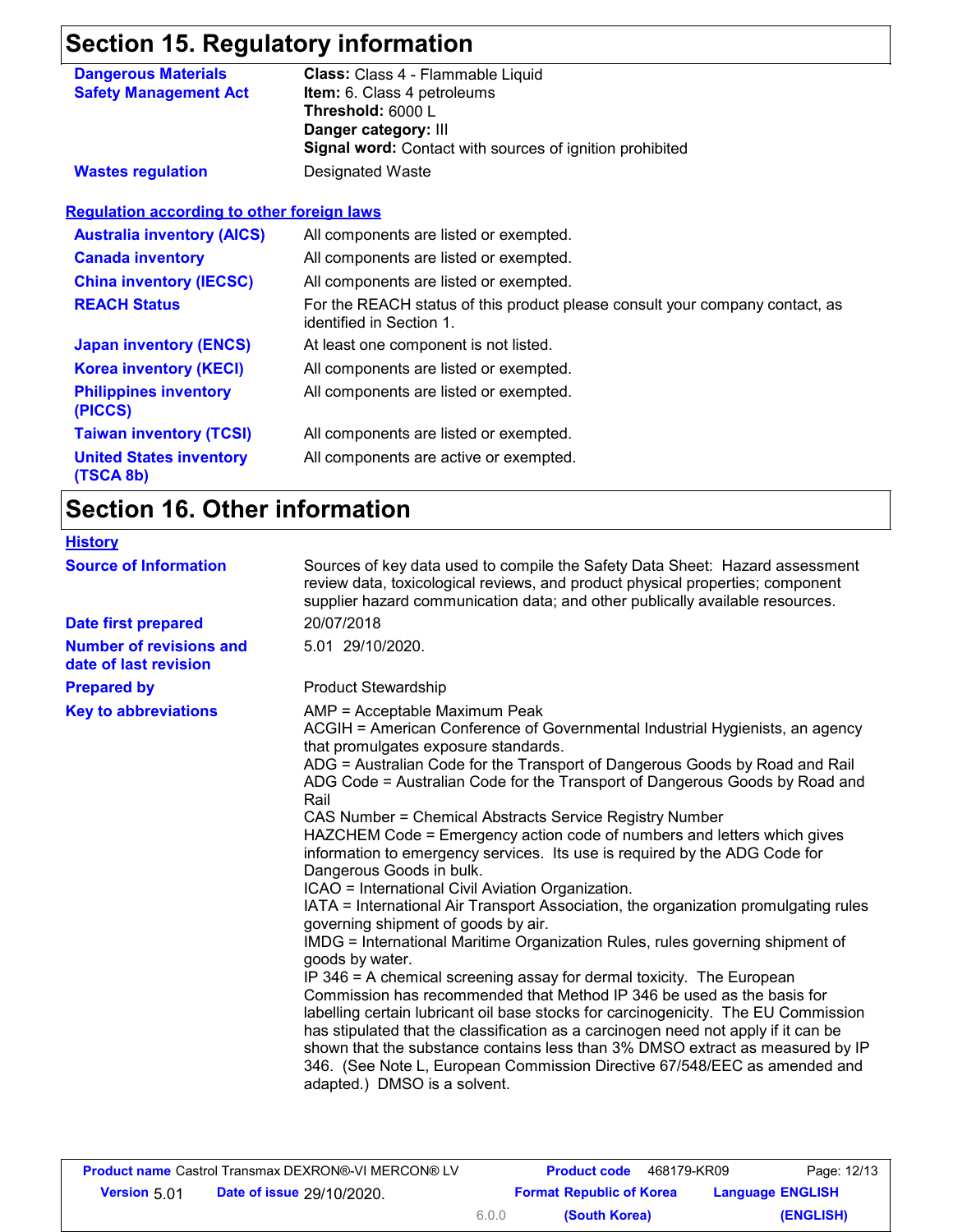## Section 15. Regulatory information

| | |
|---|---|
| **Dangerous Materials Safety Management Act** | **Class:** Class 4 - Flammable Liquid<br>**Item:** 6. Class 4 petroleums<br>**Threshold:** 6000 L<br>**Danger category:** III<br>**Signal word:** Contact with sources of ignition prohibited |
| **Wastes regulation** | Designated Waste |

**Regulation according to other foreign laws**

| | |
|---|---|
| **Australia inventory (AICS)** | All components are listed or exempted. |
| **Canada inventory** | All components are listed or exempted. |
| **China inventory (IECSC)** | All components are listed or exempted. |
| **REACH Status** | For the REACH status of this product please consult your company contact, as identified in Section 1. |
| **Japan inventory (ENCS)** | At least one component is not listed. |
| **Korea inventory (KECI)** | All components are listed or exempted. |
| **Philippines inventory (PICCS)** | All components are listed or exempted. |
| **Taiwan inventory (TCSI)** | All components are listed or exempted. |
| **United States inventory (TSCA 8b)** | All components are active or exempted. |

## Section 16. Other information

**History**

| | |
|---|---|
| **Source of Information** | Sources of key data used to compile the Safety Data Sheet: Hazard assessment review data, toxicological reviews, and product physical properties; component supplier hazard communication data; and other publically available resources. |
| **Date first prepared** | 20/07/2018 |
| **Number of revisions and date of last revision** | 5.01 29/10/2020. |
| **Prepared by** | Product Stewardship |

**Key to abbreviations**

AMP = Acceptable Maximum Peak
ACGIH = American Conference of Governmental Industrial Hygienists, an agency that promulgates exposure standards.
ADG = Australian Code for the Transport of Dangerous Goods by Road and Rail
ADG Code = Australian Code for the Transport of Dangerous Goods by Road and Rail
CAS Number = Chemical Abstracts Service Registry Number
HAZCHEM Code = Emergency action code of numbers and letters which gives information to emergency services. Its use is required by the ADG Code for Dangerous Goods in bulk.
ICAO = International Civil Aviation Organization.
IATA = International Air Transport Association, the organization promulgating rules governing shipment of goods by air.
IMDG = International Maritime Organization Rules, rules governing shipment of goods by water.
IP 346 = A chemical screening assay for dermal toxicity. The European Commission has recommended that Method IP 346 be used as the basis for labelling certain lubricant oil base stocks for carcinogenicity. The EU Commission has stipulated that the classification as a carcinogen need not apply if it can be shown that the substance contains less than 3% DMSO extract as measured by IP 346. (See Note L, European Commission Directive 67/548/EEC as amended and adapted.) DMSO is a solvent.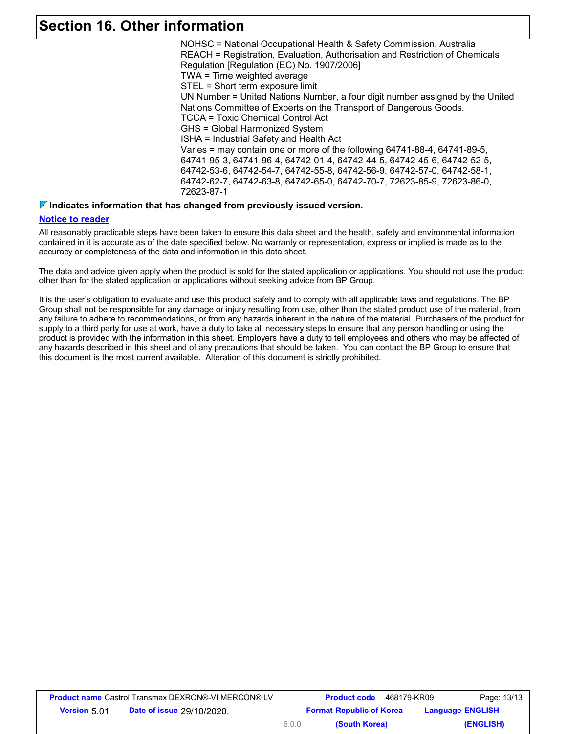# Section 16. Other information

NOHSC = National Occupational Health & Safety Commission, Australia
REACH = Registration, Evaluation, Authorisation and Restriction of Chemicals Regulation [Regulation (EC) No. 1907/2006]
TWA = Time weighted average
STEL = Short term exposure limit
UN Number = United Nations Number, a four digit number assigned by the United Nations Committee of Experts on the Transport of Dangerous Goods.
TCCA = Toxic Chemical Control Act
GHS = Global Harmonized System
ISHA = Industrial Safety and Health Act
Varies = may contain one or more of the following 64741-88-4, 64741-89-5, 64741-95-3, 64741-96-4, 64742-01-4, 64742-44-5, 64742-45-6, 64742-52-5, 64742-53-6, 64742-54-7, 64742-55-8, 64742-56-9, 64742-57-0, 64742-58-1, 64742-62-7, 64742-63-8, 64742-65-0, 64742-70-7, 72623-85-9, 72623-86-0, 72623-87-1

**Indicates information that has changed from previously issued version.**

**Notice to reader**

All reasonably practicable steps have been taken to ensure this data sheet and the health, safety and environmental information contained in it is accurate as of the date specified below. No warranty or representation, express or implied is made as to the accuracy or completeness of the data and information in this data sheet.

The data and advice given apply when the product is sold for the stated application or applications. You should not use the product other than for the stated application or applications without seeking advice from BP Group.

It is the user's obligation to evaluate and use this product safely and to comply with all applicable laws and regulations. The BP Group shall not be responsible for any damage or injury resulting from use, other than the stated product use of the material, from any failure to adhere to recommendations, or from any hazards inherent in the nature of the material. Purchasers of the product for supply to a third party for use at work, have a duty to take all necessary steps to ensure that any person handling or using the product is provided with the information in this sheet. Employers have a duty to tell employees and others who may be affected of any hazards described in this sheet and of any precautions that should be taken. You can contact the BP Group to ensure that this document is the most current available. Alteration of this document is strictly prohibited.